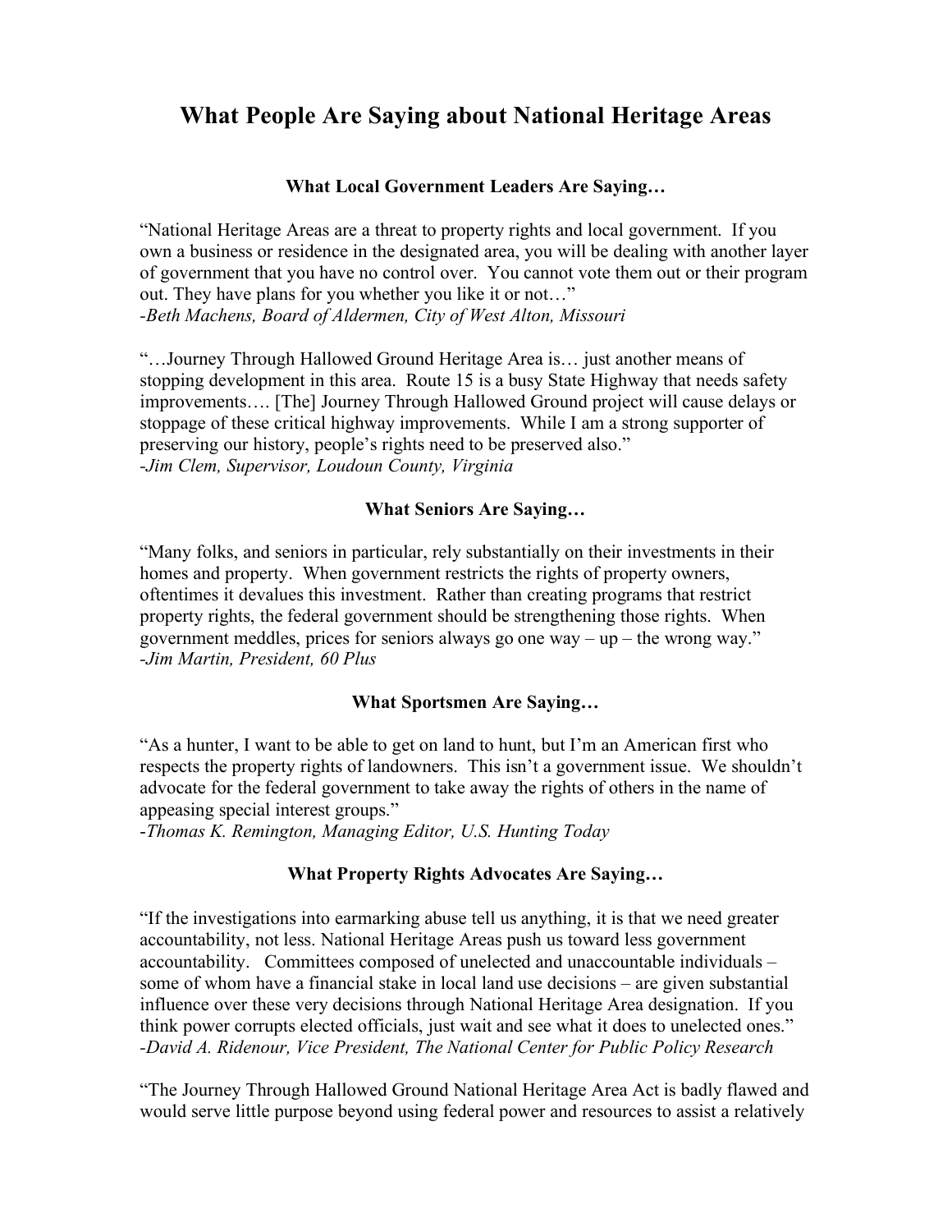# What People Are Saying about National Heritage Areas

### What Local Government Leaders Are Saying…

"National Heritage Areas are a threat to property rights and local government. If you own a business or residence in the designated area, you will be dealing with another layer of government that you have no control over. You cannot vote them out or their program out. They have plans for you whether you like it or not…"
*-Beth Machens, Board of Aldermen, City of West Alton, Missouri*

"…Journey Through Hallowed Ground Heritage Area is… just another means of stopping development in this area. Route 15 is a busy State Highway that needs safety improvements…. [The] Journey Through Hallowed Ground project will cause delays or stoppage of these critical highway improvements. While I am a strong supporter of preserving our history, people's rights need to be preserved also."
*-Jim Clem, Supervisor, Loudoun County, Virginia*

### What Seniors Are Saying…

"Many folks, and seniors in particular, rely substantially on their investments in their homes and property. When government restricts the rights of property owners, oftentimes it devalues this investment. Rather than creating programs that restrict property rights, the federal government should be strengthening those rights. When government meddles, prices for seniors always go one way – up – the wrong way."
*-Jim Martin, President, 60 Plus*

### What Sportsmen Are Saying…

"As a hunter, I want to be able to get on land to hunt, but I'm an American first who respects the property rights of landowners. This isn't a government issue. We shouldn't advocate for the federal government to take away the rights of others in the name of appeasing special interest groups."
*-Thomas K. Remington, Managing Editor, U.S. Hunting Today*

### What Property Rights Advocates Are Saying…

"If the investigations into earmarking abuse tell us anything, it is that we need greater accountability, not less. National Heritage Areas push us toward less government accountability. Committees composed of unelected and unaccountable individuals – some of whom have a financial stake in local land use decisions – are given substantial influence over these very decisions through National Heritage Area designation. If you think power corrupts elected officials, just wait and see what it does to unelected ones."
*-David A. Ridenour, Vice President, The National Center for Public Policy Research*

"The Journey Through Hallowed Ground National Heritage Area Act is badly flawed and would serve little purpose beyond using federal power and resources to assist a relatively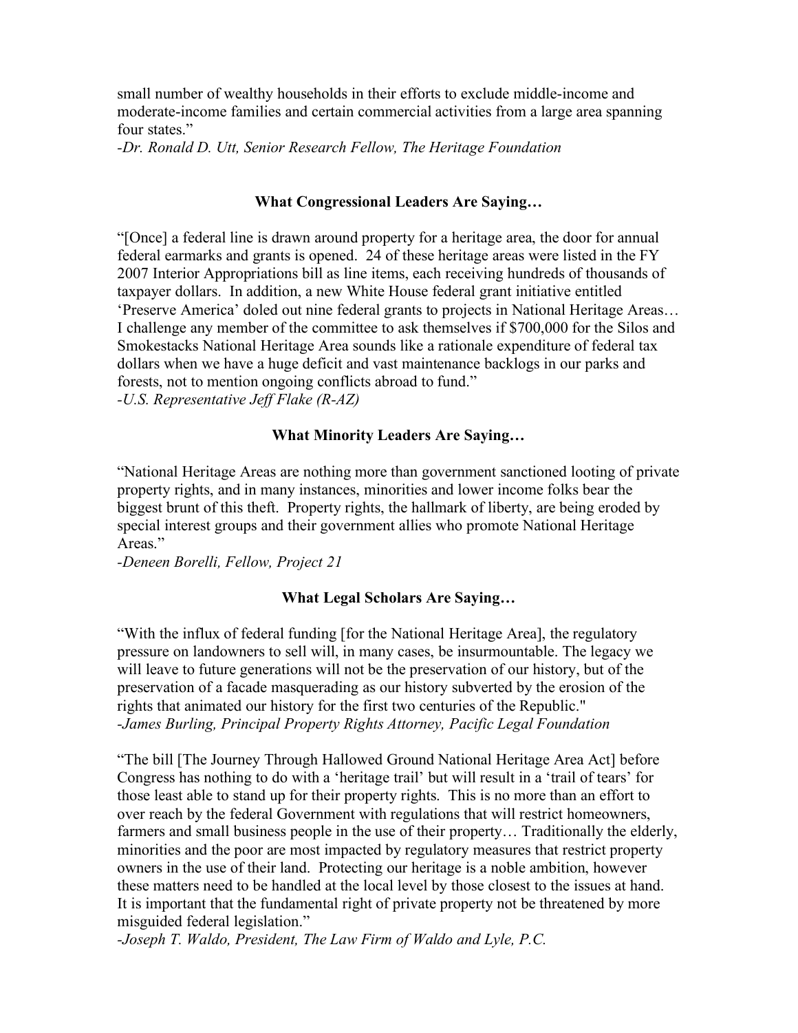small number of wealthy households in their efforts to exclude middle-income and moderate-income families and certain commercial activities from a large area spanning four states."

*-Dr. Ronald D. Utt, Senior Research Fellow, The Heritage Foundation*

**What Congressional Leaders Are Saying…**

"[Once] a federal line is drawn around property for a heritage area, the door for annual federal earmarks and grants is opened. 24 of these heritage areas were listed in the FY 2007 Interior Appropriations bill as line items, each receiving hundreds of thousands of taxpayer dollars. In addition, a new White House federal grant initiative entitled 'Preserve America' doled out nine federal grants to projects in National Heritage Areas… I challenge any member of the committee to ask themselves if $700,000 for the Silos and Smokestacks National Heritage Area sounds like a rationale expenditure of federal tax dollars when we have a huge deficit and vast maintenance backlogs in our parks and forests, not to mention ongoing conflicts abroad to fund."

*-U.S. Representative Jeff Flake (R-AZ)*

**What Minority Leaders Are Saying…**

"National Heritage Areas are nothing more than government sanctioned looting of private property rights, and in many instances, minorities and lower income folks bear the biggest brunt of this theft. Property rights, the hallmark of liberty, are being eroded by special interest groups and their government allies who promote National Heritage Areas."

*-Deneen Borelli, Fellow, Project 21*

**What Legal Scholars Are Saying…**

"With the influx of federal funding [for the National Heritage Area], the regulatory pressure on landowners to sell will, in many cases, be insurmountable. The legacy we will leave to future generations will not be the preservation of our history, but of the preservation of a facade masquerading as our history subverted by the erosion of the rights that animated our history for the first two centuries of the Republic."

*-James Burling, Principal Property Rights Attorney, Pacific Legal Foundation*

"The bill [The Journey Through Hallowed Ground National Heritage Area Act] before Congress has nothing to do with a 'heritage trail' but will result in a 'trail of tears' for those least able to stand up for their property rights. This is no more than an effort to over reach by the federal Government with regulations that will restrict homeowners, farmers and small business people in the use of their property… Traditionally the elderly, minorities and the poor are most impacted by regulatory measures that restrict property owners in the use of their land. Protecting our heritage is a noble ambition, however these matters need to be handled at the local level by those closest to the issues at hand. It is important that the fundamental right of private property not be threatened by more misguided federal legislation."

*-Joseph T. Waldo, President, The Law Firm of Waldo and Lyle, P.C.*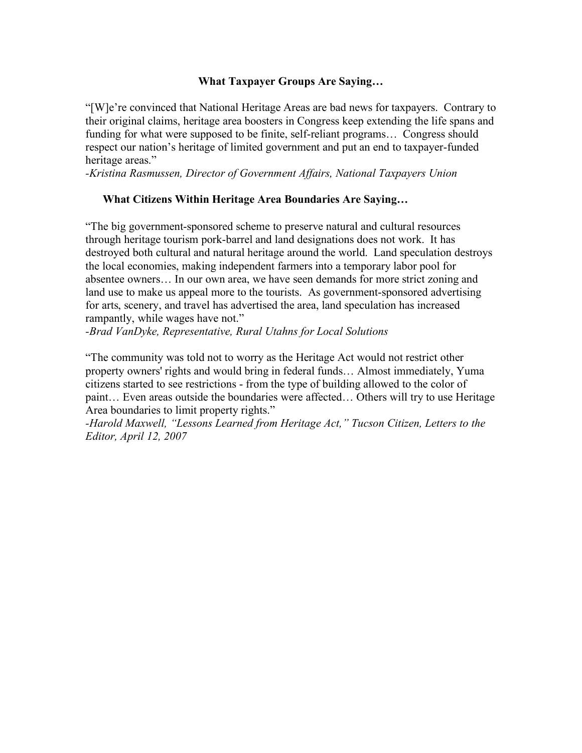**What Taxpayer Groups Are Saying…**

"[W]e're convinced that National Heritage Areas are bad news for taxpayers. Contrary to their original claims, heritage area boosters in Congress keep extending the life spans and funding for what were supposed to be finite, self-reliant programs… Congress should respect our nation's heritage of limited government and put an end to taxpayer-funded heritage areas."

*-Kristina Rasmussen, Director of Government Affairs, National Taxpayers Union*

**What Citizens Within Heritage Area Boundaries Are Saying…**

"The big government-sponsored scheme to preserve natural and cultural resources through heritage tourism pork-barrel and land designations does not work. It has destroyed both cultural and natural heritage around the world. Land speculation destroys the local economies, making independent farmers into a temporary labor pool for absentee owners… In our own area, we have seen demands for more strict zoning and land use to make us appeal more to the tourists. As government-sponsored advertising for arts, scenery, and travel has advertised the area, land speculation has increased rampantly, while wages have not."

*-Brad VanDyke, Representative, Rural Utahns for Local Solutions*

"The community was told not to worry as the Heritage Act would not restrict other property owners' rights and would bring in federal funds… Almost immediately, Yuma citizens started to see restrictions - from the type of building allowed to the color of paint… Even areas outside the boundaries were affected… Others will try to use Heritage Area boundaries to limit property rights."

*-Harold Maxwell, "Lessons Learned from Heritage Act," Tucson Citizen, Letters to the Editor, April 12, 2007*